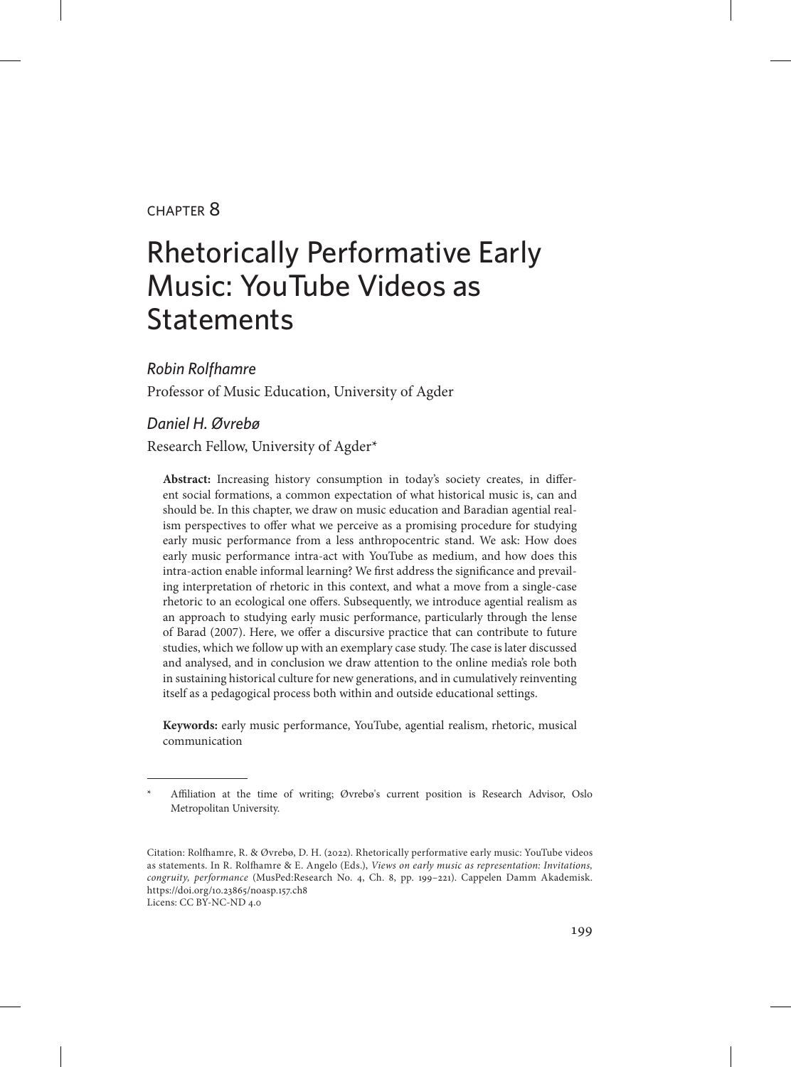CHAPTER 8

# Rhetorically Performative Early Music: YouTube Videos as Statements

*Robin Rolfhamre*

Professor of Music Education, University of Agder

*Daniel H. Øvrebø*

Research Fellow, University of Agder*

**Abstract:** Increasing history consumption in today's society creates, in different social formations, a common expectation of what historical music is, can and should be. In this chapter, we draw on music education and Baradian agential realism perspectives to offer what we perceive as a promising procedure for studying early music performance from a less anthropocentric stand. We ask: How does early music performance intra-act with YouTube as medium, and how does this intra-action enable informal learning? We first address the significance and prevailing interpretation of rhetoric in this context, and what a move from a single-case rhetoric to an ecological one offers. Subsequently, we introduce agential realism as an approach to studying early music performance, particularly through the lense of Barad (2007). Here, we offer a discursive practice that can contribute to future studies, which we follow up with an exemplary case study. The case is later discussed and analysed, and in conclusion we draw attention to the online media's role both in sustaining historical culture for new generations, and in cumulatively reinventing itself as a pedagogical process both within and outside educational settings.

**Keywords:** early music performance, YouTube, agential realism, rhetoric, musical communication

\* Affiliation at the time of writing; Øvrebø's current position is Research Advisor, Oslo Metropolitan University.

Citation: Rolfhamre, R. & Øvrebø, D. H. (2022). Rhetorically performative early music: YouTube videos as statements. In R. Rolfhamre & E. Angelo (Eds.), *Views on early music as representation: Invitations, congruity, performance* (MusPed:Research No. 4, Ch. 8, pp. 199–221). Cappelen Damm Akademisk. https://doi.org/10.23865/noasp.157.ch8
Licens: CC BY-NC-ND 4.0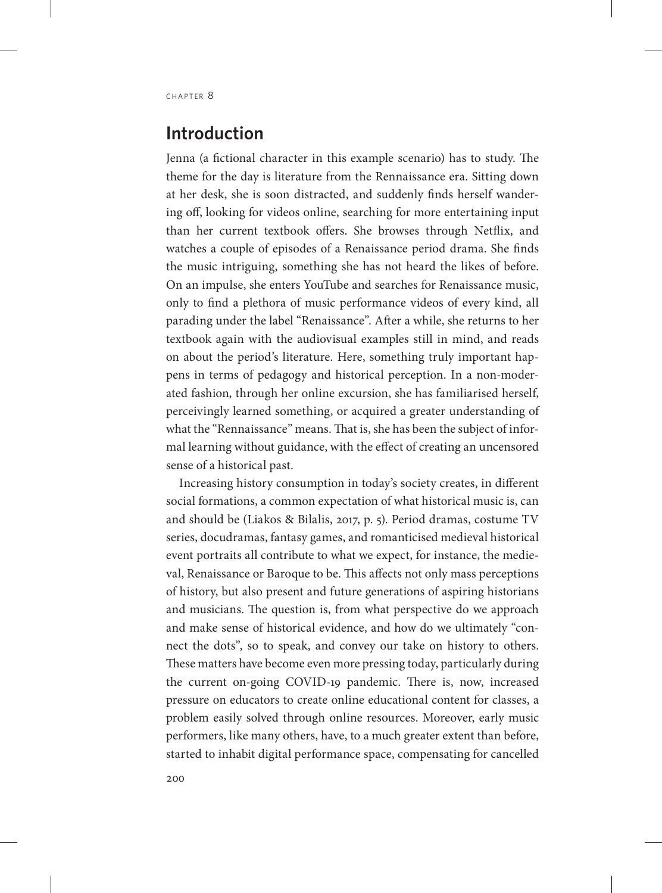## Introduction

Jenna (a fictional character in this example scenario) has to study. The theme for the day is literature from the Rennaissance era. Sitting down at her desk, she is soon distracted, and suddenly finds herself wandering off, looking for videos online, searching for more entertaining input than her current textbook offers. She browses through Netflix, and watches a couple of episodes of a Renaissance period drama. She finds the music intriguing, something she has not heard the likes of before. On an impulse, she enters YouTube and searches for Renaissance music, only to find a plethora of music performance videos of every kind, all parading under the label "Renaissance". After a while, she returns to her textbook again with the audiovisual examples still in mind, and reads on about the period's literature. Here, something truly important happens in terms of pedagogy and historical perception. In a non-moderated fashion, through her online excursion, she has familiarised herself, perceivingly learned something, or acquired a greater understanding of what the "Rennaissance" means. That is, she has been the subject of informal learning without guidance, with the effect of creating an uncensored sense of a historical past.

Increasing history consumption in today's society creates, in different social formations, a common expectation of what historical music is, can and should be (Liakos & Bilalis, 2017, p. 5). Period dramas, costume TV series, docudramas, fantasy games, and romanticised medieval historical event portraits all contribute to what we expect, for instance, the medieval, Renaissance or Baroque to be. This affects not only mass perceptions of history, but also present and future generations of aspiring historians and musicians. The question is, from what perspective do we approach and make sense of historical evidence, and how do we ultimately "connect the dots", so to speak, and convey our take on history to others. These matters have become even more pressing today, particularly during the current on-going COVID-19 pandemic. There is, now, increased pressure on educators to create online educational content for classes, a problem easily solved through online resources. Moreover, early music performers, like many others, have, to a much greater extent than before, started to inhabit digital performance space, compensating for cancelled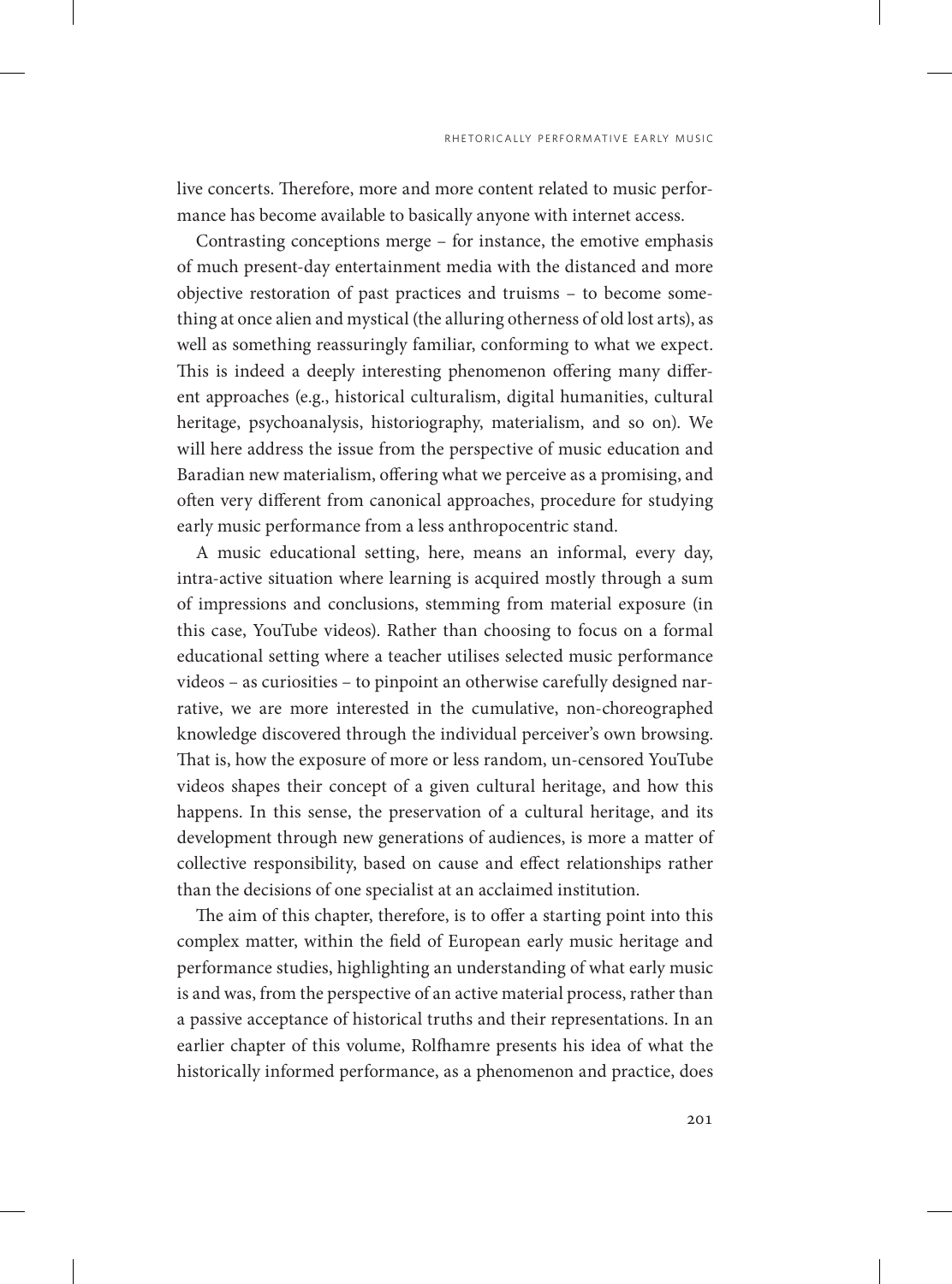live concerts. Therefore, more and more content related to music performance has become available to basically anyone with internet access.

Contrasting conceptions merge – for instance, the emotive emphasis of much present-day entertainment media with the distanced and more objective restoration of past practices and truisms – to become something at once alien and mystical (the alluring otherness of old lost arts), as well as something reassuringly familiar, conforming to what we expect. This is indeed a deeply interesting phenomenon offering many different approaches (e.g., historical culturalism, digital humanities, cultural heritage, psychoanalysis, historiography, materialism, and so on). We will here address the issue from the perspective of music education and Baradian new materialism, offering what we perceive as a promising, and often very different from canonical approaches, procedure for studying early music performance from a less anthropocentric stand.

A music educational setting, here, means an informal, every day, intra-active situation where learning is acquired mostly through a sum of impressions and conclusions, stemming from material exposure (in this case, YouTube videos). Rather than choosing to focus on a formal educational setting where a teacher utilises selected music performance videos – as curiosities – to pinpoint an otherwise carefully designed narrative, we are more interested in the cumulative, non-choreographed knowledge discovered through the individual perceiver's own browsing. That is, how the exposure of more or less random, un-censored YouTube videos shapes their concept of a given cultural heritage, and how this happens. In this sense, the preservation of a cultural heritage, and its development through new generations of audiences, is more a matter of collective responsibility, based on cause and effect relationships rather than the decisions of one specialist at an acclaimed institution.

The aim of this chapter, therefore, is to offer a starting point into this complex matter, within the field of European early music heritage and performance studies, highlighting an understanding of what early music is and was, from the perspective of an active material process, rather than a passive acceptance of historical truths and their representations. In an earlier chapter of this volume, Rolfhamre presents his idea of what the historically informed performance, as a phenomenon and practice, does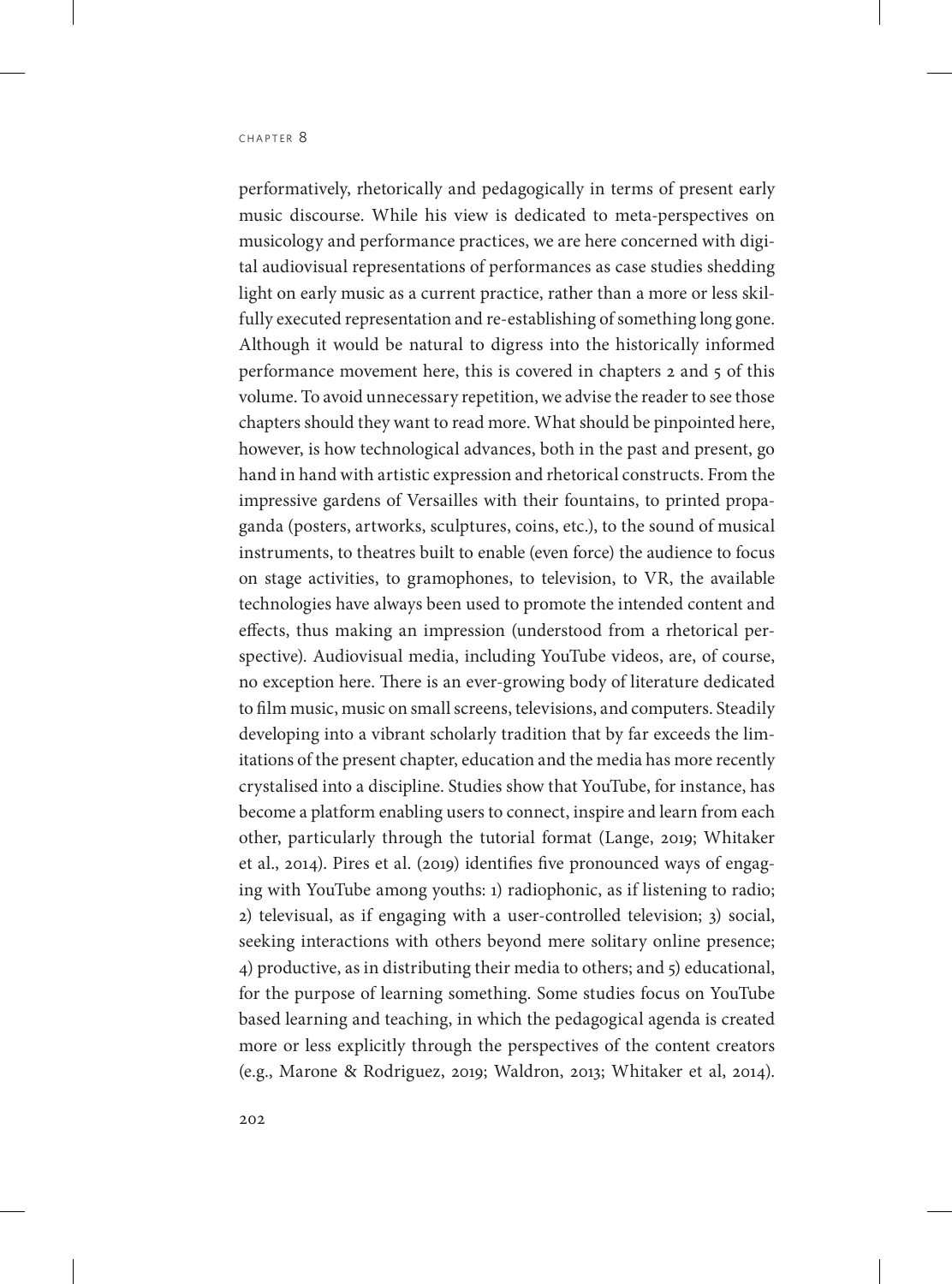performatively, rhetorically and pedagogically in terms of present early music discourse. While his view is dedicated to meta-perspectives on musicology and performance practices, we are here concerned with digital audiovisual representations of performances as case studies shedding light on early music as a current practice, rather than a more or less skilfully executed representation and re-establishing of something long gone. Although it would be natural to digress into the historically informed performance movement here, this is covered in chapters 2 and 5 of this volume. To avoid unnecessary repetition, we advise the reader to see those chapters should they want to read more. What should be pinpointed here, however, is how technological advances, both in the past and present, go hand in hand with artistic expression and rhetorical constructs. From the impressive gardens of Versailles with their fountains, to printed propaganda (posters, artworks, sculptures, coins, etc.), to the sound of musical instruments, to theatres built to enable (even force) the audience to focus on stage activities, to gramophones, to television, to VR, the available technologies have always been used to promote the intended content and effects, thus making an impression (understood from a rhetorical perspective). Audiovisual media, including YouTube videos, are, of course, no exception here. There is an ever-growing body of literature dedicated to film music, music on small screens, televisions, and computers. Steadily developing into a vibrant scholarly tradition that by far exceeds the limitations of the present chapter, education and the media has more recently crystalised into a discipline. Studies show that YouTube, for instance, has become a platform enabling users to connect, inspire and learn from each other, particularly through the tutorial format (Lange, 2019; Whitaker et al., 2014). Pires et al. (2019) identifies five pronounced ways of engaging with YouTube among youths: 1) radiophonic, as if listening to radio; 2) televisual, as if engaging with a user-controlled television; 3) social, seeking interactions with others beyond mere solitary online presence; 4) productive, as in distributing their media to others; and 5) educational, for the purpose of learning something. Some studies focus on YouTube based learning and teaching, in which the pedagogical agenda is created more or less explicitly through the perspectives of the content creators (e.g., Marone & Rodriguez, 2019; Waldron, 2013; Whitaker et al, 2014).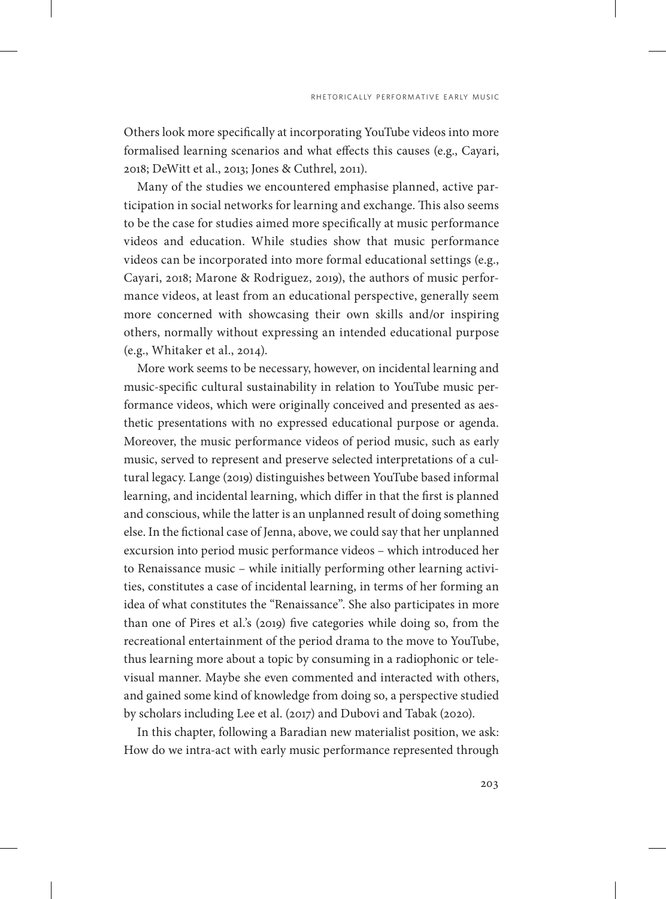Others look more specifically at incorporating YouTube videos into more formalised learning scenarios and what effects this causes (e.g., Cayari, 2018; DeWitt et al., 2013; Jones & Cuthrel, 2011).

Many of the studies we encountered emphasise planned, active participation in social networks for learning and exchange. This also seems to be the case for studies aimed more specifically at music performance videos and education. While studies show that music performance videos can be incorporated into more formal educational settings (e.g., Cayari, 2018; Marone & Rodriguez, 2019), the authors of music performance videos, at least from an educational perspective, generally seem more concerned with showcasing their own skills and/or inspiring others, normally without expressing an intended educational purpose (e.g., Whitaker et al., 2014).

More work seems to be necessary, however, on incidental learning and music-specific cultural sustainability in relation to YouTube music performance videos, which were originally conceived and presented as aesthetic presentations with no expressed educational purpose or agenda. Moreover, the music performance videos of period music, such as early music, served to represent and preserve selected interpretations of a cultural legacy. Lange (2019) distinguishes between YouTube based informal learning, and incidental learning, which differ in that the first is planned and conscious, while the latter is an unplanned result of doing something else. In the fictional case of Jenna, above, we could say that her unplanned excursion into period music performance videos – which introduced her to Renaissance music – while initially performing other learning activities, constitutes a case of incidental learning, in terms of her forming an idea of what constitutes the "Renaissance". She also participates in more than one of Pires et al.'s (2019) five categories while doing so, from the recreational entertainment of the period drama to the move to YouTube, thus learning more about a topic by consuming in a radiophonic or televisual manner. Maybe she even commented and interacted with others, and gained some kind of knowledge from doing so, a perspective studied by scholars including Lee et al. (2017) and Dubovi and Tabak (2020).

In this chapter, following a Baradian new materialist position, we ask: How do we intra-act with early music performance represented through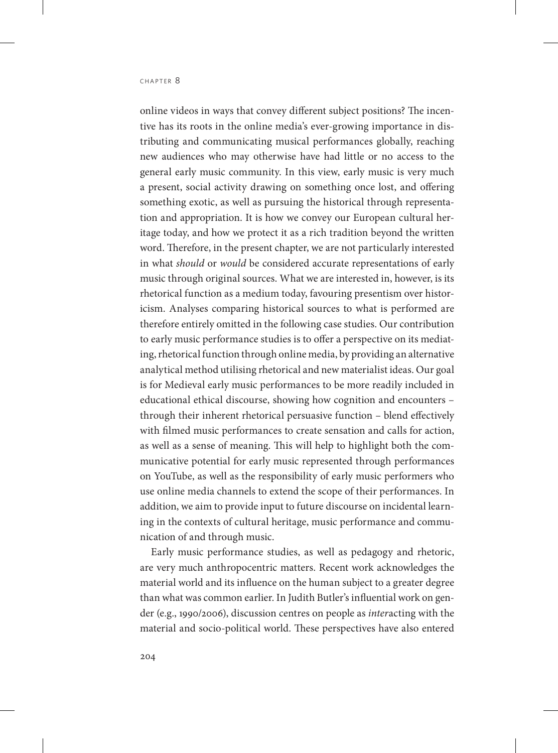online videos in ways that convey different subject positions? The incentive has its roots in the online media's ever-growing importance in distributing and communicating musical performances globally, reaching new audiences who may otherwise have had little or no access to the general early music community. In this view, early music is very much a present, social activity drawing on something once lost, and offering something exotic, as well as pursuing the historical through representation and appropriation. It is how we convey our European cultural heritage today, and how we protect it as a rich tradition beyond the written word. Therefore, in the present chapter, we are not particularly interested in what *should* or *would* be considered accurate representations of early music through original sources. What we are interested in, however, is its rhetorical function as a medium today, favouring presentism over historicism. Analyses comparing historical sources to what is performed are therefore entirely omitted in the following case studies. Our contribution to early music performance studies is to offer a perspective on its mediating, rhetorical function through online media, by providing an alternative analytical method utilising rhetorical and new materialist ideas. Our goal is for Medieval early music performances to be more readily included in educational ethical discourse, showing how cognition and encounters – through their inherent rhetorical persuasive function – blend effectively with filmed music performances to create sensation and calls for action, as well as a sense of meaning. This will help to highlight both the communicative potential for early music represented through performances on YouTube, as well as the responsibility of early music performers who use online media channels to extend the scope of their performances. In addition, we aim to provide input to future discourse on incidental learning in the contexts of cultural heritage, music performance and communication of and through music.

Early music performance studies, as well as pedagogy and rhetoric, are very much anthropocentric matters. Recent work acknowledges the material world and its influence on the human subject to a greater degree than what was common earlier. In Judith Butler's influential work on gender (e.g., 1990/2006), discussion centres on people as *inter*acting with the material and socio-political world. These perspectives have also entered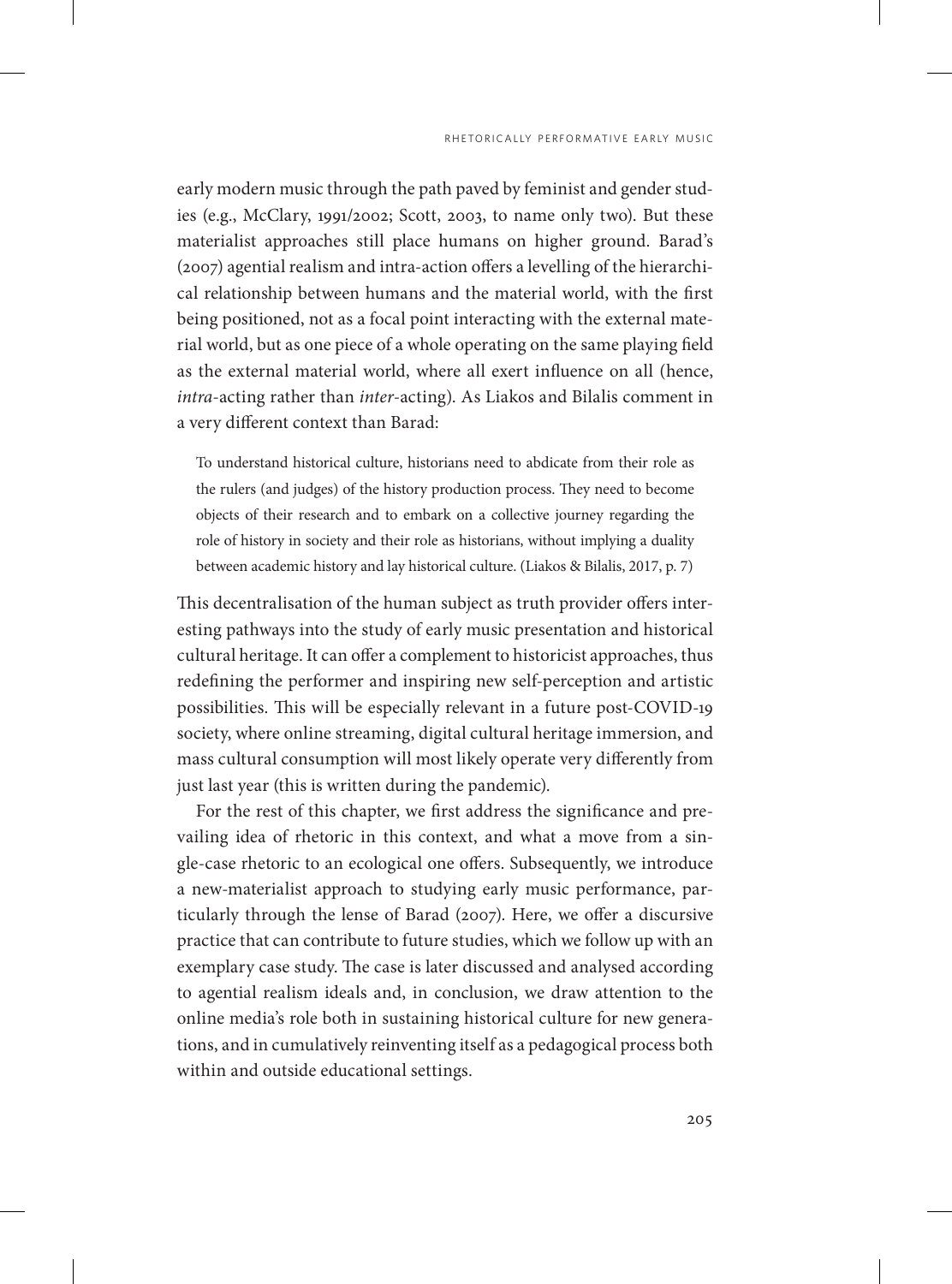early modern music through the path paved by feminist and gender studies (e.g., McClary, 1991/2002; Scott, 2003, to name only two). But these materialist approaches still place humans on higher ground. Barad's (2007) agential realism and intra-action offers a levelling of the hierarchical relationship between humans and the material world, with the first being positioned, not as a focal point interacting with the external material world, but as one piece of a whole operating on the same playing field as the external material world, where all exert influence on all (hence, *intra*-acting rather than *inter*-acting). As Liakos and Bilalis comment in a very different context than Barad:

> To understand historical culture, historians need to abdicate from their role as the rulers (and judges) of the history production process. They need to become objects of their research and to embark on a collective journey regarding the role of history in society and their role as historians, without implying a duality between academic history and lay historical culture. (Liakos & Bilalis, 2017, p. 7)

This decentralisation of the human subject as truth provider offers interesting pathways into the study of early music presentation and historical cultural heritage. It can offer a complement to historicist approaches, thus redefining the performer and inspiring new self-perception and artistic possibilities. This will be especially relevant in a future post-COVID-19 society, where online streaming, digital cultural heritage immersion, and mass cultural consumption will most likely operate very differently from just last year (this is written during the pandemic).

For the rest of this chapter, we first address the significance and prevailing idea of rhetoric in this context, and what a move from a single-case rhetoric to an ecological one offers. Subsequently, we introduce a new-materialist approach to studying early music performance, particularly through the lense of Barad (2007). Here, we offer a discursive practice that can contribute to future studies, which we follow up with an exemplary case study. The case is later discussed and analysed according to agential realism ideals and, in conclusion, we draw attention to the online media's role both in sustaining historical culture for new generations, and in cumulatively reinventing itself as a pedagogical process both within and outside educational settings.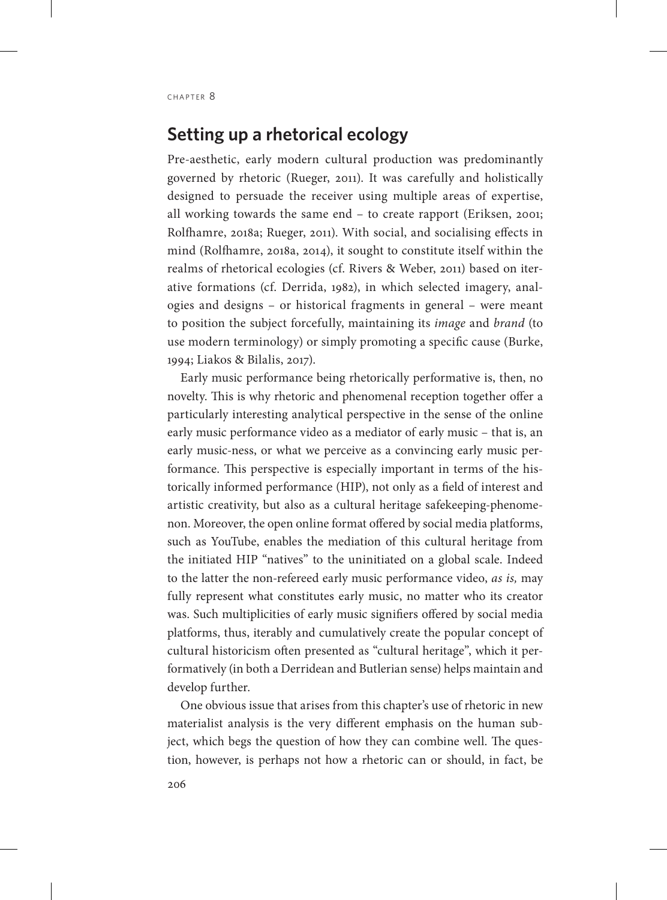## Setting up a rhetorical ecology

Pre-aesthetic, early modern cultural production was predominantly governed by rhetoric (Rueger, 2011). It was carefully and holistically designed to persuade the receiver using multiple areas of expertise, all working towards the same end – to create rapport (Eriksen, 2001; Rolfhamre, 2018a; Rueger, 2011). With social, and socialising effects in mind (Rolfhamre, 2018a, 2014), it sought to constitute itself within the realms of rhetorical ecologies (cf. Rivers & Weber, 2011) based on iterative formations (cf. Derrida, 1982), in which selected imagery, analogies and designs – or historical fragments in general – were meant to position the subject forcefully, maintaining its *image* and *brand* (to use modern terminology) or simply promoting a specific cause (Burke, 1994; Liakos & Bilalis, 2017).

Early music performance being rhetorically performative is, then, no novelty. This is why rhetoric and phenomenal reception together offer a particularly interesting analytical perspective in the sense of the online early music performance video as a mediator of early music – that is, an early music-ness, or what we perceive as a convincing early music performance. This perspective is especially important in terms of the historically informed performance (HIP), not only as a field of interest and artistic creativity, but also as a cultural heritage safekeeping-phenomenon. Moreover, the open online format offered by social media platforms, such as YouTube, enables the mediation of this cultural heritage from the initiated HIP "natives" to the uninitiated on a global scale. Indeed to the latter the non-refereed early music performance video, *as is,* may fully represent what constitutes early music, no matter who its creator was. Such multiplicities of early music signifiers offered by social media platforms, thus, iterably and cumulatively create the popular concept of cultural historicism often presented as "cultural heritage", which it performatively (in both a Derridean and Butlerian sense) helps maintain and develop further.

One obvious issue that arises from this chapter's use of rhetoric in new materialist analysis is the very different emphasis on the human subject, which begs the question of how they can combine well. The question, however, is perhaps not how a rhetoric can or should, in fact, be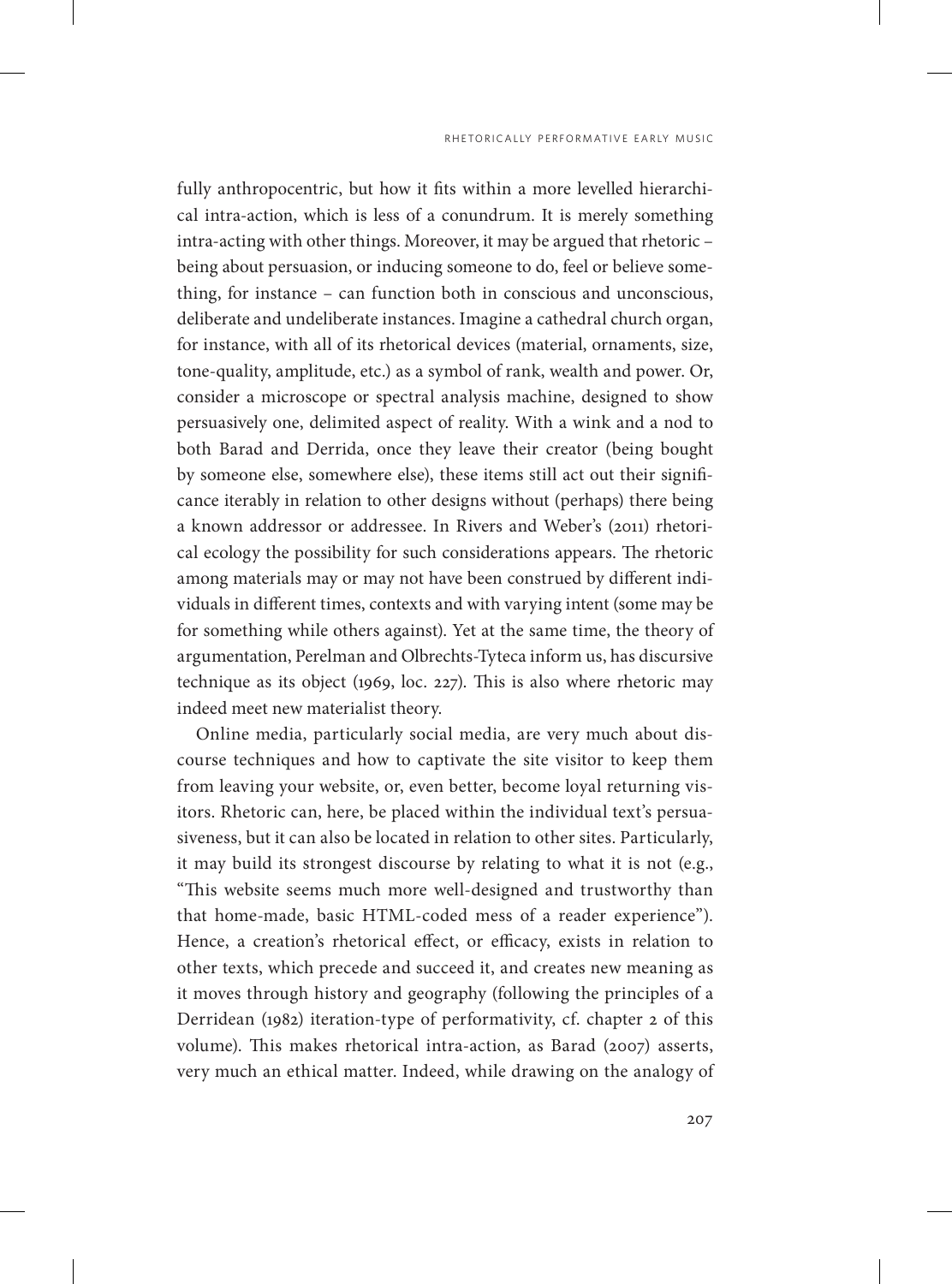fully anthropocentric, but how it fits within a more levelled hierarchical intra-action, which is less of a conundrum. It is merely something intra-acting with other things. Moreover, it may be argued that rhetoric – being about persuasion, or inducing someone to do, feel or believe something, for instance – can function both in conscious and unconscious, deliberate and undeliberate instances. Imagine a cathedral church organ, for instance, with all of its rhetorical devices (material, ornaments, size, tone-quality, amplitude, etc.) as a symbol of rank, wealth and power. Or, consider a microscope or spectral analysis machine, designed to show persuasively one, delimited aspect of reality. With a wink and a nod to both Barad and Derrida, once they leave their creator (being bought by someone else, somewhere else), these items still act out their significance iterably in relation to other designs without (perhaps) there being a known addressor or addressee. In Rivers and Weber's (2011) rhetorical ecology the possibility for such considerations appears. The rhetoric among materials may or may not have been construed by different individuals in different times, contexts and with varying intent (some may be for something while others against). Yet at the same time, the theory of argumentation, Perelman and Olbrechts-Tyteca inform us, has discursive technique as its object (1969, loc. 227). This is also where rhetoric may indeed meet new materialist theory.

Online media, particularly social media, are very much about discourse techniques and how to captivate the site visitor to keep them from leaving your website, or, even better, become loyal returning visitors. Rhetoric can, here, be placed within the individual text's persuasiveness, but it can also be located in relation to other sites. Particularly, it may build its strongest discourse by relating to what it is not (e.g., "This website seems much more well-designed and trustworthy than that home-made, basic HTML-coded mess of a reader experience"). Hence, a creation's rhetorical effect, or efficacy, exists in relation to other texts, which precede and succeed it, and creates new meaning as it moves through history and geography (following the principles of a Derridean (1982) iteration-type of performativity, cf. chapter 2 of this volume). This makes rhetorical intra-action, as Barad (2007) asserts, very much an ethical matter. Indeed, while drawing on the analogy of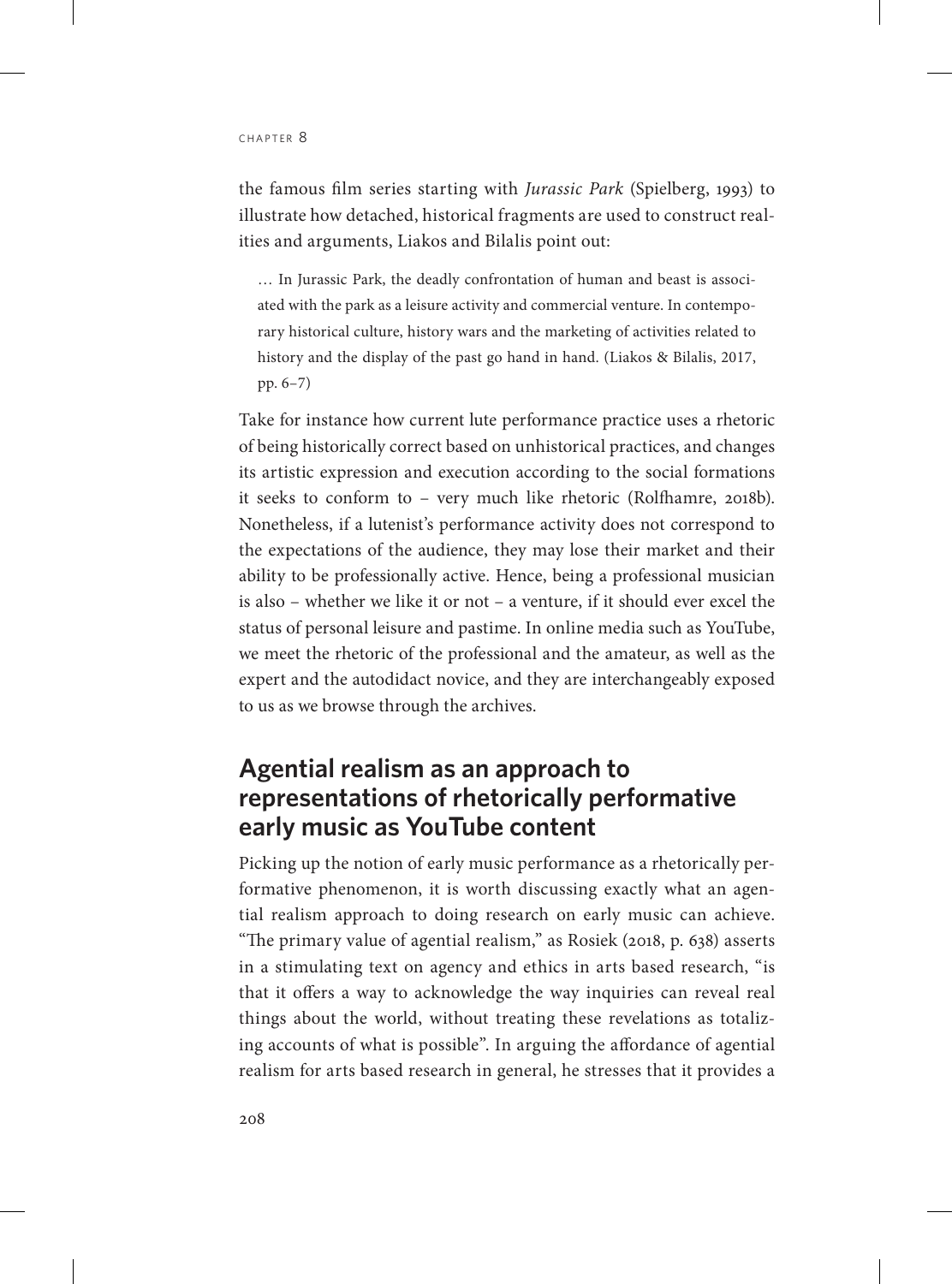the famous film series starting with *Jurassic Park* (Spielberg, 1993) to illustrate how detached, historical fragments are used to construct realities and arguments, Liakos and Bilalis point out:

> … In Jurassic Park, the deadly confrontation of human and beast is associated with the park as a leisure activity and commercial venture. In contemporary historical culture, history wars and the marketing of activities related to history and the display of the past go hand in hand. (Liakos & Bilalis, 2017, pp. 6–7)

Take for instance how current lute performance practice uses a rhetoric of being historically correct based on unhistorical practices, and changes its artistic expression and execution according to the social formations it seeks to conform to – very much like rhetoric (Rolfhamre, 2018b). Nonetheless, if a lutenist's performance activity does not correspond to the expectations of the audience, they may lose their market and their ability to be professionally active. Hence, being a professional musician is also – whether we like it or not – a venture, if it should ever excel the status of personal leisure and pastime. In online media such as YouTube, we meet the rhetoric of the professional and the amateur, as well as the expert and the autodidact novice, and they are interchangeably exposed to us as we browse through the archives.

## Agential realism as an approach to representations of rhetorically performative early music as YouTube content

Picking up the notion of early music performance as a rhetorically performative phenomenon, it is worth discussing exactly what an agential realism approach to doing research on early music can achieve. "The primary value of agential realism," as Rosiek (2018, p. 638) asserts in a stimulating text on agency and ethics in arts based research, "is that it offers a way to acknowledge the way inquiries can reveal real things about the world, without treating these revelations as totalizing accounts of what is possible". In arguing the affordance of agential realism for arts based research in general, he stresses that it provides a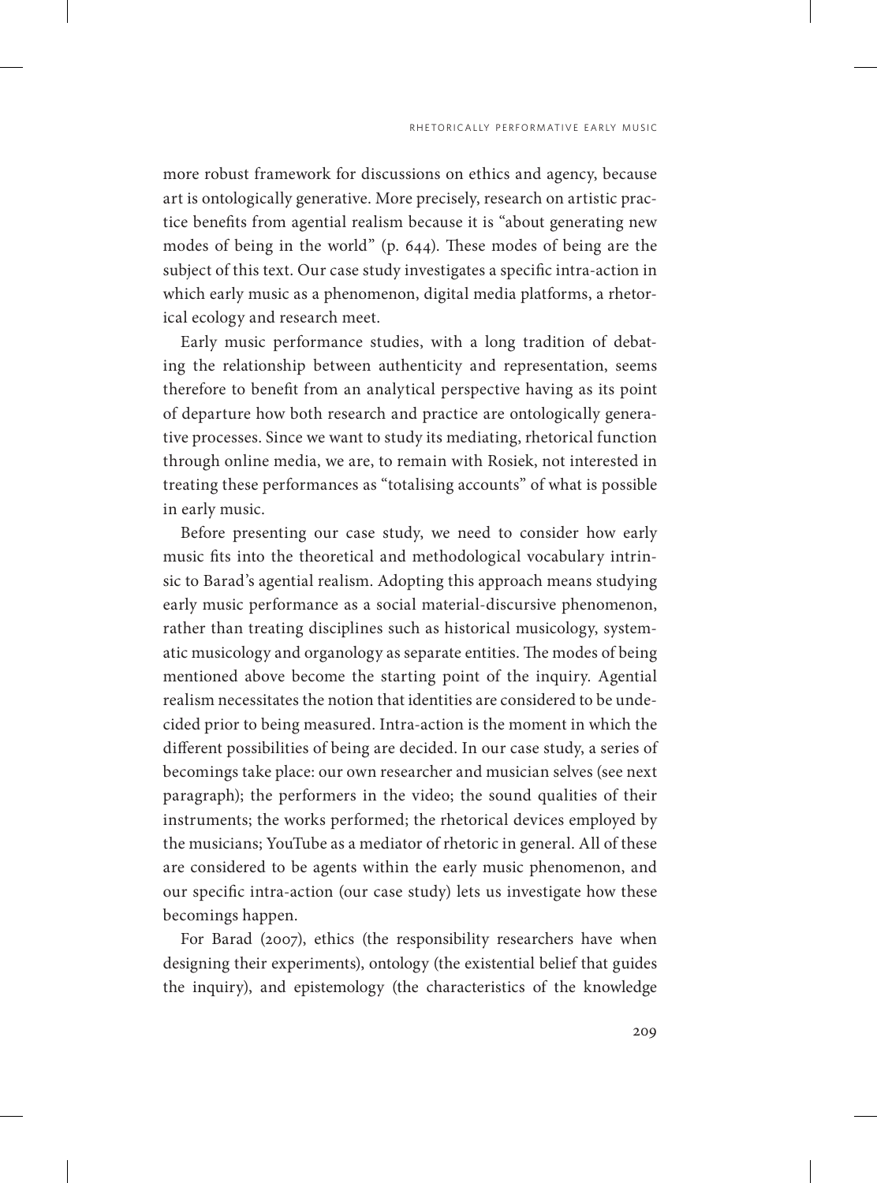more robust framework for discussions on ethics and agency, because art is ontologically generative. More precisely, research on artistic practice benefits from agential realism because it is "about generating new modes of being in the world" (p. 644). These modes of being are the subject of this text. Our case study investigates a specific intra-action in which early music as a phenomenon, digital media platforms, a rhetorical ecology and research meet.

Early music performance studies, with a long tradition of debating the relationship between authenticity and representation, seems therefore to benefit from an analytical perspective having as its point of departure how both research and practice are ontologically generative processes. Since we want to study its mediating, rhetorical function through online media, we are, to remain with Rosiek, not interested in treating these performances as "totalising accounts" of what is possible in early music.

Before presenting our case study, we need to consider how early music fits into the theoretical and methodological vocabulary intrinsic to Barad's agential realism. Adopting this approach means studying early music performance as a social material-discursive phenomenon, rather than treating disciplines such as historical musicology, systematic musicology and organology as separate entities. The modes of being mentioned above become the starting point of the inquiry. Agential realism necessitates the notion that identities are considered to be undecided prior to being measured. Intra-action is the moment in which the different possibilities of being are decided. In our case study, a series of becomings take place: our own researcher and musician selves (see next paragraph); the performers in the video; the sound qualities of their instruments; the works performed; the rhetorical devices employed by the musicians; YouTube as a mediator of rhetoric in general. All of these are considered to be agents within the early music phenomenon, and our specific intra-action (our case study) lets us investigate how these becomings happen.

For Barad (2007), ethics (the responsibility researchers have when designing their experiments), ontology (the existential belief that guides the inquiry), and epistemology (the characteristics of the knowledge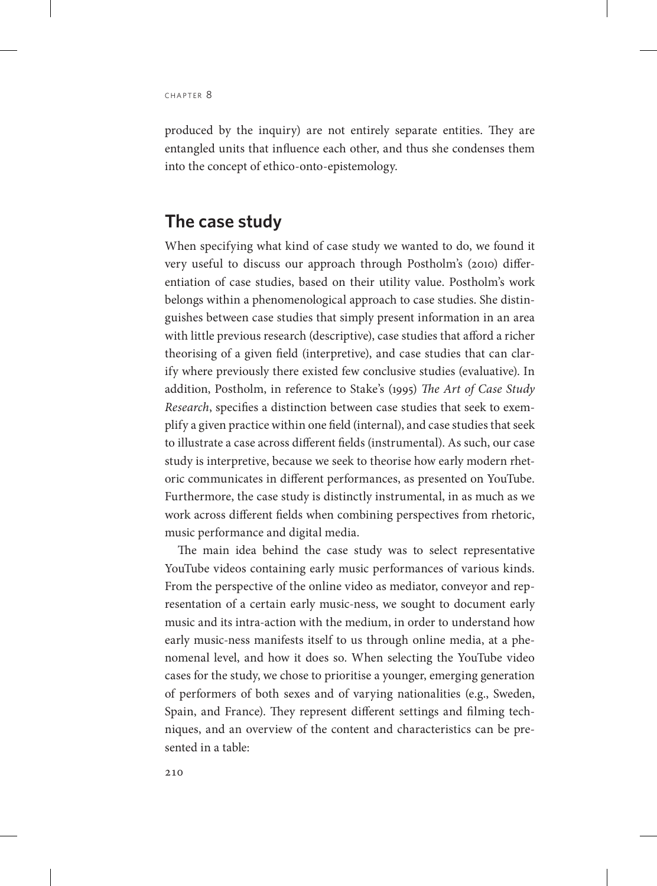produced by the inquiry) are not entirely separate entities. They are entangled units that influence each other, and thus she condenses them into the concept of ethico-onto-epistemology.

## The case study

When specifying what kind of case study we wanted to do, we found it very useful to discuss our approach through Postholm's (2010) differentiation of case studies, based on their utility value. Postholm's work belongs within a phenomenological approach to case studies. She distinguishes between case studies that simply present information in an area with little previous research (descriptive), case studies that afford a richer theorising of a given field (interpretive), and case studies that can clarify where previously there existed few conclusive studies (evaluative). In addition, Postholm, in reference to Stake's (1995) *The Art of Case Study Research*, specifies a distinction between case studies that seek to exemplify a given practice within one field (internal), and case studies that seek to illustrate a case across different fields (instrumental). As such, our case study is interpretive, because we seek to theorise how early modern rhetoric communicates in different performances, as presented on YouTube. Furthermore, the case study is distinctly instrumental, in as much as we work across different fields when combining perspectives from rhetoric, music performance and digital media.

The main idea behind the case study was to select representative YouTube videos containing early music performances of various kinds. From the perspective of the online video as mediator, conveyor and representation of a certain early music-ness, we sought to document early music and its intra-action with the medium, in order to understand how early music-ness manifests itself to us through online media, at a phenomenal level, and how it does so. When selecting the YouTube video cases for the study, we chose to prioritise a younger, emerging generation of performers of both sexes and of varying nationalities (e.g., Sweden, Spain, and France). They represent different settings and filming techniques, and an overview of the content and characteristics can be presented in a table: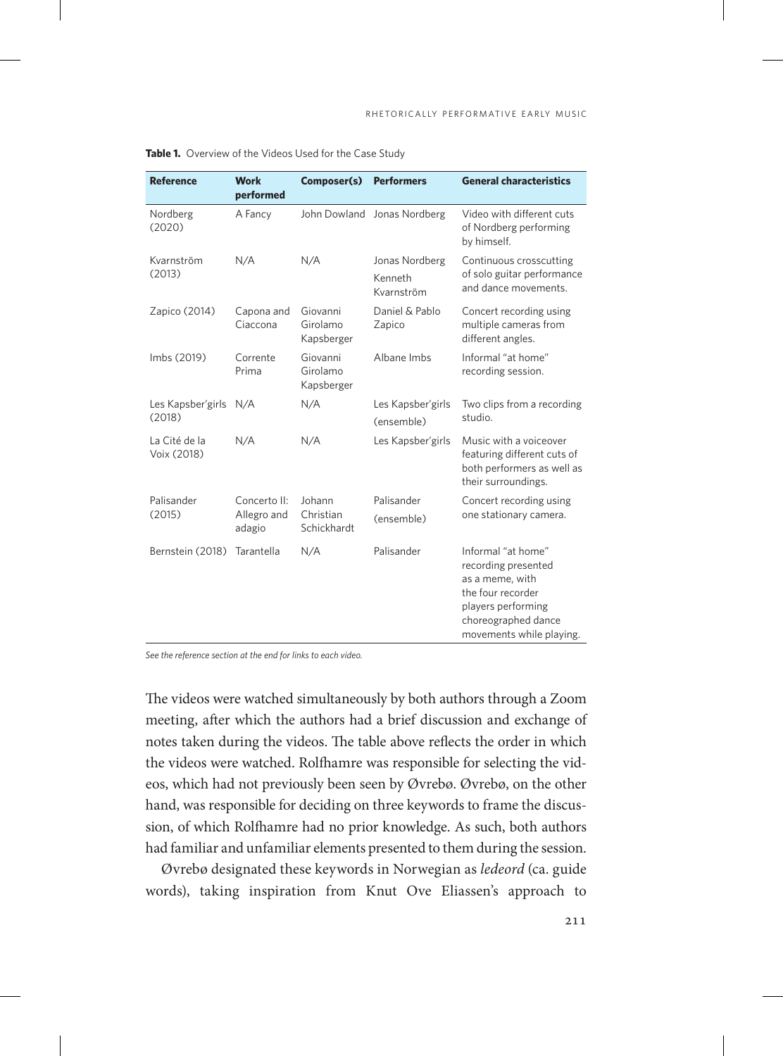**Table 1.** Overview of the Videos Used for the Case Study

| Reference | Work performed | Composer(s) | Performers | General characteristics |
|---|---|---|---|---|
| Nordberg (2020) | A Fancy | John Dowland | Jonas Nordberg | Video with different cuts of Nordberg performing by himself. |
| Kvarnström (2013) | N/A | N/A | Jonas Nordberg Kenneth Kvarnström | Continuous crosscutting of solo guitar performance and dance movements. |
| Zapico (2014) | Capona and Ciaccona | Giovanni Girolamo Kapsberger | Daniel & Pablo Zapico | Concert recording using multiple cameras from different angles. |
| Imbs (2019) | Corrente Prima | Giovanni Girolamo Kapsberger | Albane Imbs | Informal "at home" recording session. |
| Les Kapsber'girls (2018) | N/A | N/A | Les Kapsber'girls (ensemble) | Two clips from a recording studio. |
| La Cité de la Voix (2018) | N/A | N/A | Les Kapsber'girls | Music with a voiceover featuring different cuts of both performers as well as their surroundings. |
| Palisander (2015) | Concerto II: Allegro and adagio | Johann Christian Schickhardt | Palisander (ensemble) | Concert recording using one stationary camera. |
| Bernstein (2018) | Tarantella | N/A | Palisander | Informal "at home" recording presented as a meme, with the four recorder players performing choreographed dance movements while playing. |

*See the reference section at the end for links to each video.*

The videos were watched simultaneously by both authors through a Zoom meeting, after which the authors had a brief discussion and exchange of notes taken during the videos. The table above reflects the order in which the videos were watched. Rolfhamre was responsible for selecting the videos, which had not previously been seen by Øvrebø. Øvrebø, on the other hand, was responsible for deciding on three keywords to frame the discussion, of which Rolfhamre had no prior knowledge. As such, both authors had familiar and unfamiliar elements presented to them during the session.

Øvrebø designated these keywords in Norwegian as *ledeord* (ca. guide words), taking inspiration from Knut Ove Eliassen's approach to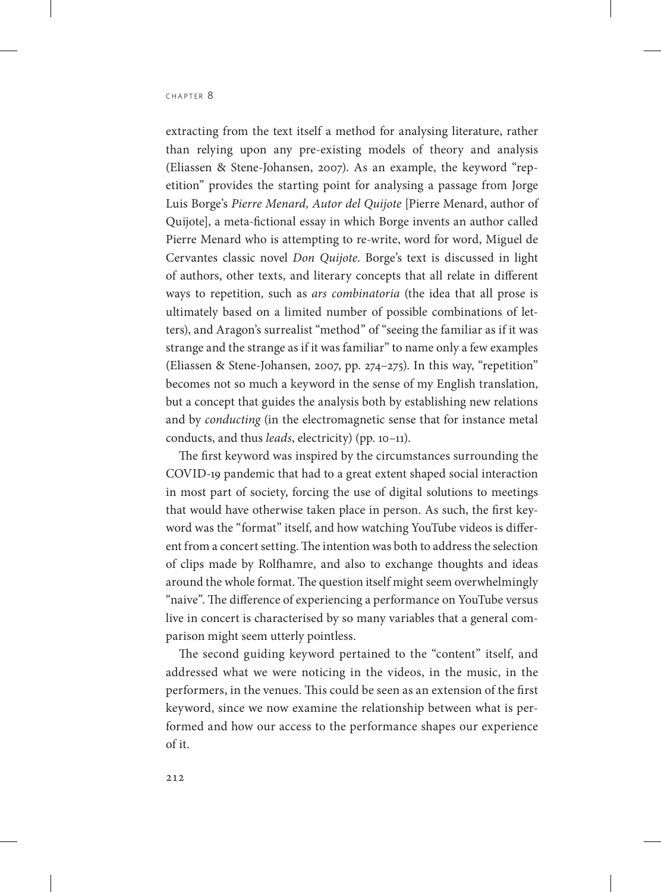extracting from the text itself a method for analysing literature, rather than relying upon any pre-existing models of theory and analysis (Eliassen & Stene-Johansen, 2007). As an example, the keyword "repetition" provides the starting point for analysing a passage from Jorge Luis Borge's *Pierre Menard, Autor del Quijote* [Pierre Menard, author of Quijote], a meta-fictional essay in which Borge invents an author called Pierre Menard who is attempting to re-write, word for word, Miguel de Cervantes classic novel *Don Quijote*. Borge's text is discussed in light of authors, other texts, and literary concepts that all relate in different ways to repetition, such as *ars combinatoria* (the idea that all prose is ultimately based on a limited number of possible combinations of letters), and Aragon's surrealist "method" of "seeing the familiar as if it was strange and the strange as if it was familiar" to name only a few examples (Eliassen & Stene-Johansen, 2007, pp. 274–275). In this way, "repetition" becomes not so much a keyword in the sense of my English translation, but a concept that guides the analysis both by establishing new relations and by *conducting* (in the electromagnetic sense that for instance metal conducts, and thus *leads*, electricity) (pp. 10–11).

The first keyword was inspired by the circumstances surrounding the COVID-19 pandemic that had to a great extent shaped social interaction in most part of society, forcing the use of digital solutions to meetings that would have otherwise taken place in person. As such, the first keyword was the "format" itself, and how watching YouTube videos is different from a concert setting. The intention was both to address the selection of clips made by Rolfhamre, and also to exchange thoughts and ideas around the whole format. The question itself might seem overwhelmingly "naive". The difference of experiencing a performance on YouTube versus live in concert is characterised by so many variables that a general comparison might seem utterly pointless.

The second guiding keyword pertained to the "content" itself, and addressed what we were noticing in the videos, in the music, in the performers, in the venues. This could be seen as an extension of the first keyword, since we now examine the relationship between what is performed and how our access to the performance shapes our experience of it.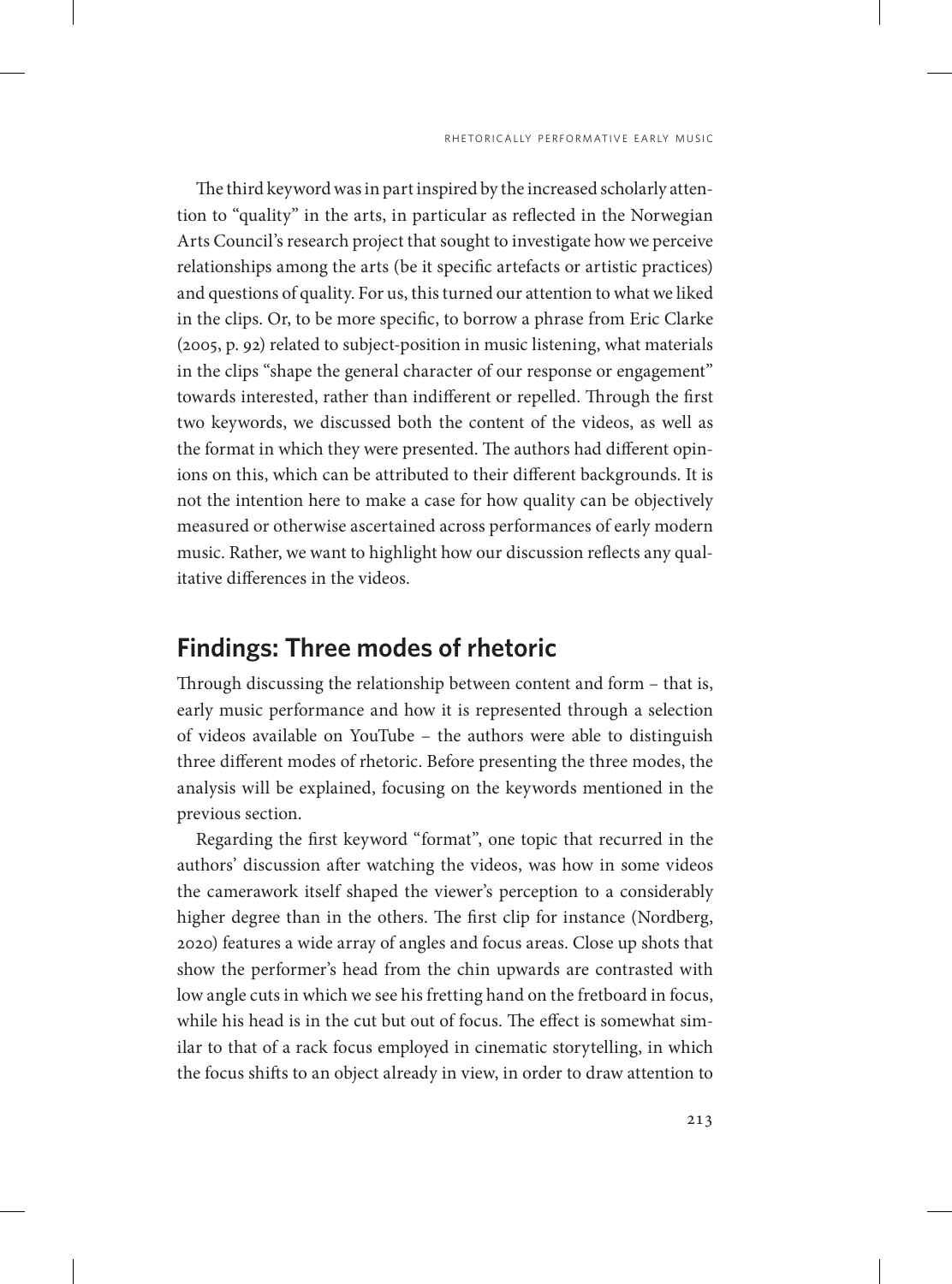The third keyword was in part inspired by the increased scholarly attention to "quality" in the arts, in particular as reflected in the Norwegian Arts Council's research project that sought to investigate how we perceive relationships among the arts (be it specific artefacts or artistic practices) and questions of quality. For us, this turned our attention to what we liked in the clips. Or, to be more specific, to borrow a phrase from Eric Clarke (2005, p. 92) related to subject-position in music listening, what materials in the clips "shape the general character of our response or engagement" towards interested, rather than indifferent or repelled. Through the first two keywords, we discussed both the content of the videos, as well as the format in which they were presented. The authors had different opinions on this, which can be attributed to their different backgrounds. It is not the intention here to make a case for how quality can be objectively measured or otherwise ascertained across performances of early modern music. Rather, we want to highlight how our discussion reflects any qualitative differences in the videos.

## Findings: Three modes of rhetoric

Through discussing the relationship between content and form – that is, early music performance and how it is represented through a selection of videos available on YouTube – the authors were able to distinguish three different modes of rhetoric. Before presenting the three modes, the analysis will be explained, focusing on the keywords mentioned in the previous section.

Regarding the first keyword "format", one topic that recurred in the authors' discussion after watching the videos, was how in some videos the camerawork itself shaped the viewer's perception to a considerably higher degree than in the others. The first clip for instance (Nordberg, 2020) features a wide array of angles and focus areas. Close up shots that show the performer's head from the chin upwards are contrasted with low angle cuts in which we see his fretting hand on the fretboard in focus, while his head is in the cut but out of focus. The effect is somewhat similar to that of a rack focus employed in cinematic storytelling, in which the focus shifts to an object already in view, in order to draw attention to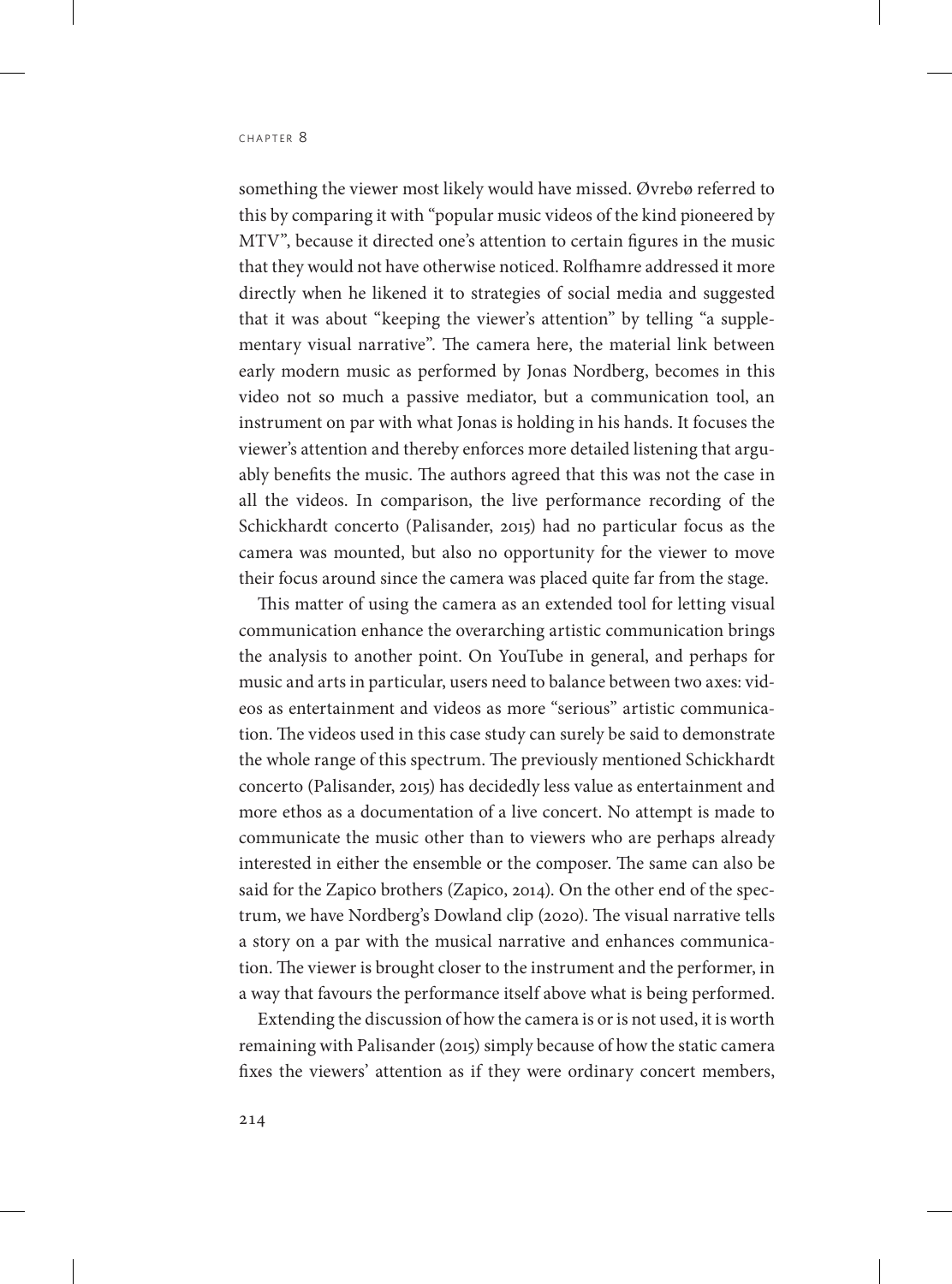something the viewer most likely would have missed. Øvrebø referred to this by comparing it with "popular music videos of the kind pioneered by MTV", because it directed one's attention to certain figures in the music that they would not have otherwise noticed. Rolfhamre addressed it more directly when he likened it to strategies of social media and suggested that it was about "keeping the viewer's attention" by telling "a supplementary visual narrative". The camera here, the material link between early modern music as performed by Jonas Nordberg, becomes in this video not so much a passive mediator, but a communication tool, an instrument on par with what Jonas is holding in his hands. It focuses the viewer's attention and thereby enforces more detailed listening that arguably benefits the music. The authors agreed that this was not the case in all the videos. In comparison, the live performance recording of the Schickhardt concerto (Palisander, 2015) had no particular focus as the camera was mounted, but also no opportunity for the viewer to move their focus around since the camera was placed quite far from the stage.

This matter of using the camera as an extended tool for letting visual communication enhance the overarching artistic communication brings the analysis to another point. On YouTube in general, and perhaps for music and arts in particular, users need to balance between two axes: videos as entertainment and videos as more "serious" artistic communication. The videos used in this case study can surely be said to demonstrate the whole range of this spectrum. The previously mentioned Schickhardt concerto (Palisander, 2015) has decidedly less value as entertainment and more ethos as a documentation of a live concert. No attempt is made to communicate the music other than to viewers who are perhaps already interested in either the ensemble or the composer. The same can also be said for the Zapico brothers (Zapico, 2014). On the other end of the spectrum, we have Nordberg's Dowland clip (2020). The visual narrative tells a story on a par with the musical narrative and enhances communication. The viewer is brought closer to the instrument and the performer, in a way that favours the performance itself above what is being performed.

Extending the discussion of how the camera is or is not used, it is worth remaining with Palisander (2015) simply because of how the static camera fixes the viewers' attention as if they were ordinary concert members,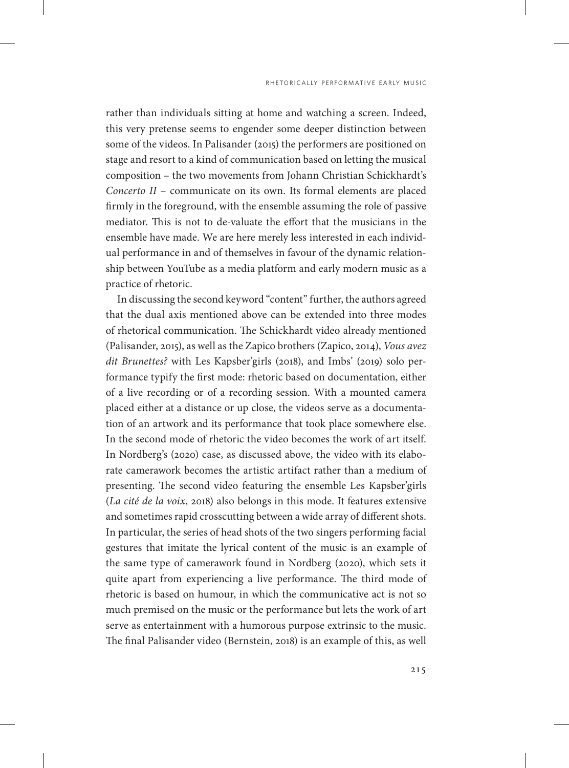rather than individuals sitting at home and watching a screen. Indeed, this very pretense seems to engender some deeper distinction between some of the videos. In Palisander (2015) the performers are positioned on stage and resort to a kind of communication based on letting the musical composition – the two movements from Johann Christian Schickhardt's *Concerto II* – communicate on its own. Its formal elements are placed firmly in the foreground, with the ensemble assuming the role of passive mediator. This is not to de-valuate the effort that the musicians in the ensemble have made. We are here merely less interested in each individual performance in and of themselves in favour of the dynamic relationship between YouTube as a media platform and early modern music as a practice of rhetoric.

In discussing the second keyword "content" further, the authors agreed that the dual axis mentioned above can be extended into three modes of rhetorical communication. The Schickhardt video already mentioned (Palisander, 2015), as well as the Zapico brothers (Zapico, 2014), *Vous avez dit Brunettes?* with Les Kapsber'girls (2018), and Imbs' (2019) solo performance typify the first mode: rhetoric based on documentation, either of a live recording or of a recording session. With a mounted camera placed either at a distance or up close, the videos serve as a documentation of an artwork and its performance that took place somewhere else. In the second mode of rhetoric the video becomes the work of art itself. In Nordberg's (2020) case, as discussed above, the video with its elaborate camerawork becomes the artistic artifact rather than a medium of presenting. The second video featuring the ensemble Les Kapsber'girls (*La cité de la voix*, 2018) also belongs in this mode. It features extensive and sometimes rapid crosscutting between a wide array of different shots. In particular, the series of head shots of the two singers performing facial gestures that imitate the lyrical content of the music is an example of the same type of camerawork found in Nordberg (2020), which sets it quite apart from experiencing a live performance. The third mode of rhetoric is based on humour, in which the communicative act is not so much premised on the music or the performance but lets the work of art serve as entertainment with a humorous purpose extrinsic to the music. The final Palisander video (Bernstein, 2018) is an example of this, as well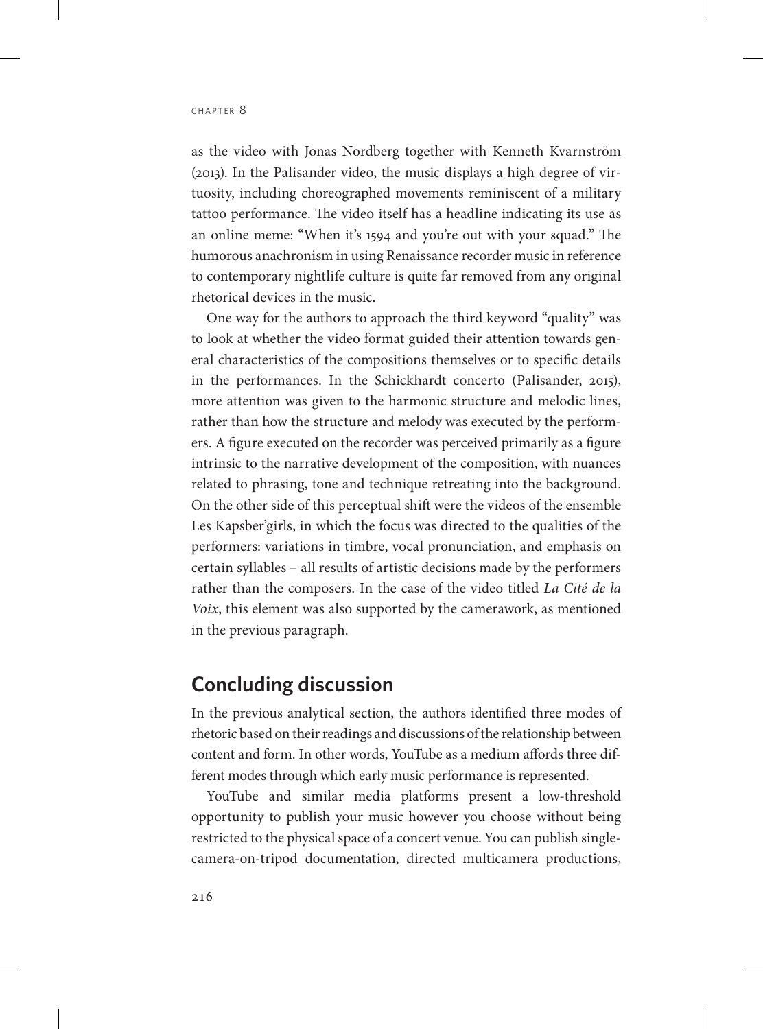as the video with Jonas Nordberg together with Kenneth Kvarnström (2013). In the Palisander video, the music displays a high degree of virtuosity, including choreographed movements reminiscent of a military tattoo performance. The video itself has a headline indicating its use as an online meme: "When it's 1594 and you're out with your squad." The humorous anachronism in using Renaissance recorder music in reference to contemporary nightlife culture is quite far removed from any original rhetorical devices in the music.

One way for the authors to approach the third keyword "quality" was to look at whether the video format guided their attention towards general characteristics of the compositions themselves or to specific details in the performances. In the Schickhardt concerto (Palisander, 2015), more attention was given to the harmonic structure and melodic lines, rather than how the structure and melody was executed by the performers. A figure executed on the recorder was perceived primarily as a figure intrinsic to the narrative development of the composition, with nuances related to phrasing, tone and technique retreating into the background. On the other side of this perceptual shift were the videos of the ensemble Les Kapsber'girls, in which the focus was directed to the qualities of the performers: variations in timbre, vocal pronunciation, and emphasis on certain syllables – all results of artistic decisions made by the performers rather than the composers. In the case of the video titled *La Cité de la Voix*, this element was also supported by the camerawork, as mentioned in the previous paragraph.

## Concluding discussion

In the previous analytical section, the authors identified three modes of rhetoric based on their readings and discussions of the relationship between content and form. In other words, YouTube as a medium affords three different modes through which early music performance is represented.

YouTube and similar media platforms present a low-threshold opportunity to publish your music however you choose without being restricted to the physical space of a concert venue. You can publish single-camera-on-tripod documentation, directed multicamera productions,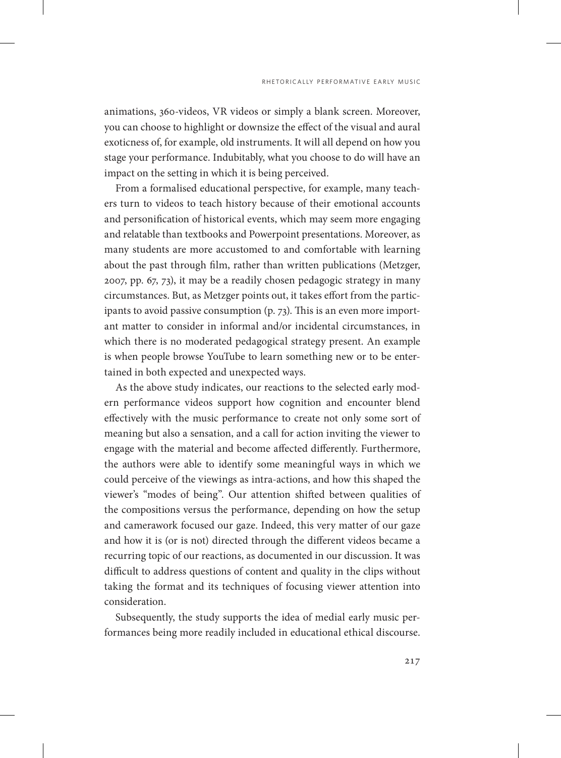animations, 360-videos, VR videos or simply a blank screen. Moreover, you can choose to highlight or downsize the effect of the visual and aural exoticness of, for example, old instruments. It will all depend on how you stage your performance. Indubitably, what you choose to do will have an impact on the setting in which it is being perceived.

From a formalised educational perspective, for example, many teachers turn to videos to teach history because of their emotional accounts and personification of historical events, which may seem more engaging and relatable than textbooks and Powerpoint presentations. Moreover, as many students are more accustomed to and comfortable with learning about the past through film, rather than written publications (Metzger, 2007, pp. 67, 73), it may be a readily chosen pedagogic strategy in many circumstances. But, as Metzger points out, it takes effort from the participants to avoid passive consumption (p. 73). This is an even more important matter to consider in informal and/or incidental circumstances, in which there is no moderated pedagogical strategy present. An example is when people browse YouTube to learn something new or to be entertained in both expected and unexpected ways.

As the above study indicates, our reactions to the selected early modern performance videos support how cognition and encounter blend effectively with the music performance to create not only some sort of meaning but also a sensation, and a call for action inviting the viewer to engage with the material and become affected differently. Furthermore, the authors were able to identify some meaningful ways in which we could perceive of the viewings as intra-actions, and how this shaped the viewer's "modes of being". Our attention shifted between qualities of the compositions versus the performance, depending on how the setup and camerawork focused our gaze. Indeed, this very matter of our gaze and how it is (or is not) directed through the different videos became a recurring topic of our reactions, as documented in our discussion. It was difficult to address questions of content and quality in the clips without taking the format and its techniques of focusing viewer attention into consideration.

Subsequently, the study supports the idea of medial early music performances being more readily included in educational ethical discourse.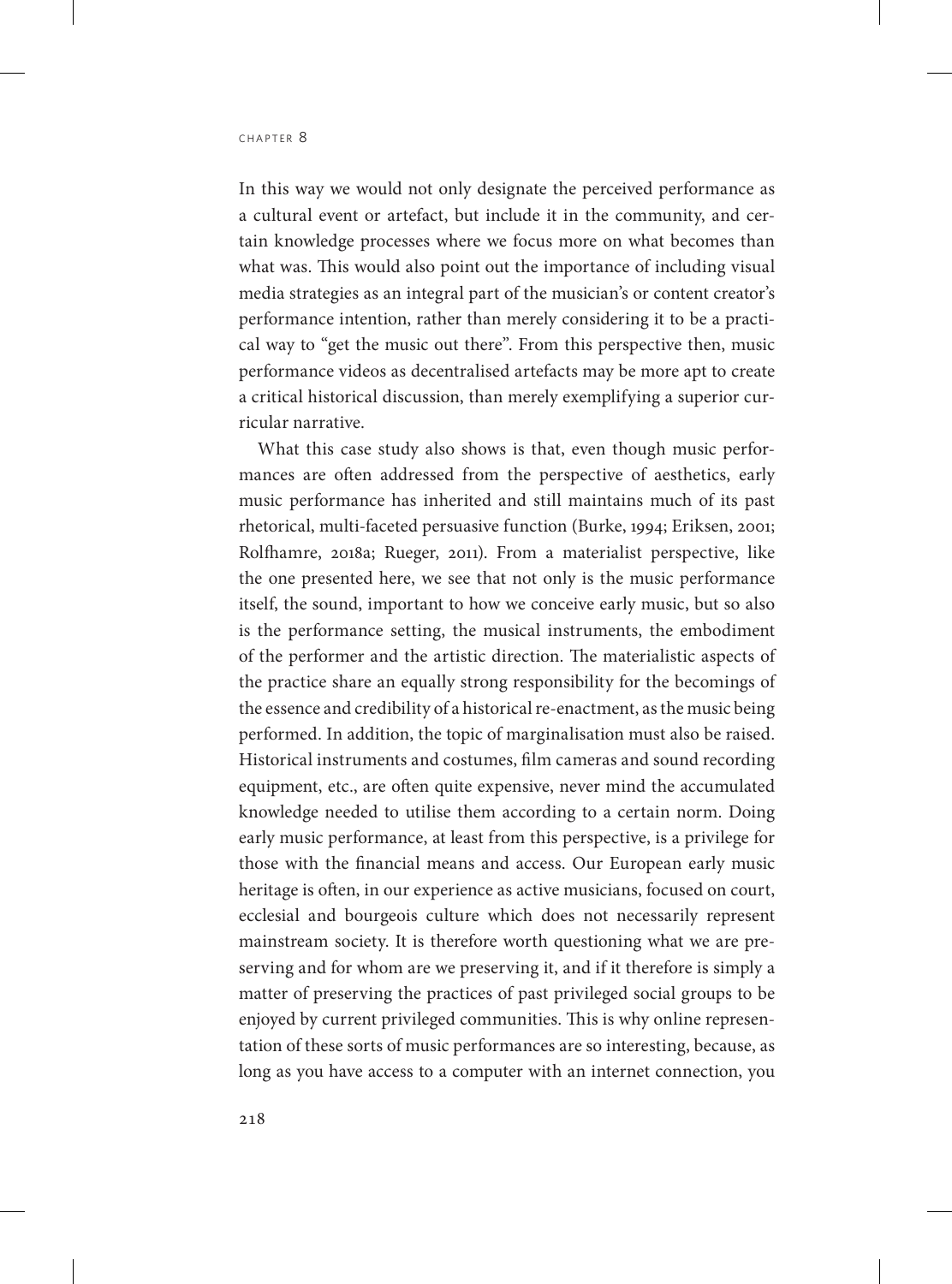In this way we would not only designate the perceived performance as a cultural event or artefact, but include it in the community, and certain knowledge processes where we focus more on what becomes than what was. This would also point out the importance of including visual media strategies as an integral part of the musician's or content creator's performance intention, rather than merely considering it to be a practical way to "get the music out there". From this perspective then, music performance videos as decentralised artefacts may be more apt to create a critical historical discussion, than merely exemplifying a superior curricular narrative.

What this case study also shows is that, even though music performances are often addressed from the perspective of aesthetics, early music performance has inherited and still maintains much of its past rhetorical, multi-faceted persuasive function (Burke, 1994; Eriksen, 2001; Rolfhamre, 2018a; Rueger, 2011). From a materialist perspective, like the one presented here, we see that not only is the music performance itself, the sound, important to how we conceive early music, but so also is the performance setting, the musical instruments, the embodiment of the performer and the artistic direction. The materialistic aspects of the practice share an equally strong responsibility for the becomings of the essence and credibility of a historical re-enactment, as the music being performed. In addition, the topic of marginalisation must also be raised. Historical instruments and costumes, film cameras and sound recording equipment, etc., are often quite expensive, never mind the accumulated knowledge needed to utilise them according to a certain norm. Doing early music performance, at least from this perspective, is a privilege for those with the financial means and access. Our European early music heritage is often, in our experience as active musicians, focused on court, ecclesial and bourgeois culture which does not necessarily represent mainstream society. It is therefore worth questioning what we are preserving and for whom are we preserving it, and if it therefore is simply a matter of preserving the practices of past privileged social groups to be enjoyed by current privileged communities. This is why online representation of these sorts of music performances are so interesting, because, as long as you have access to a computer with an internet connection, you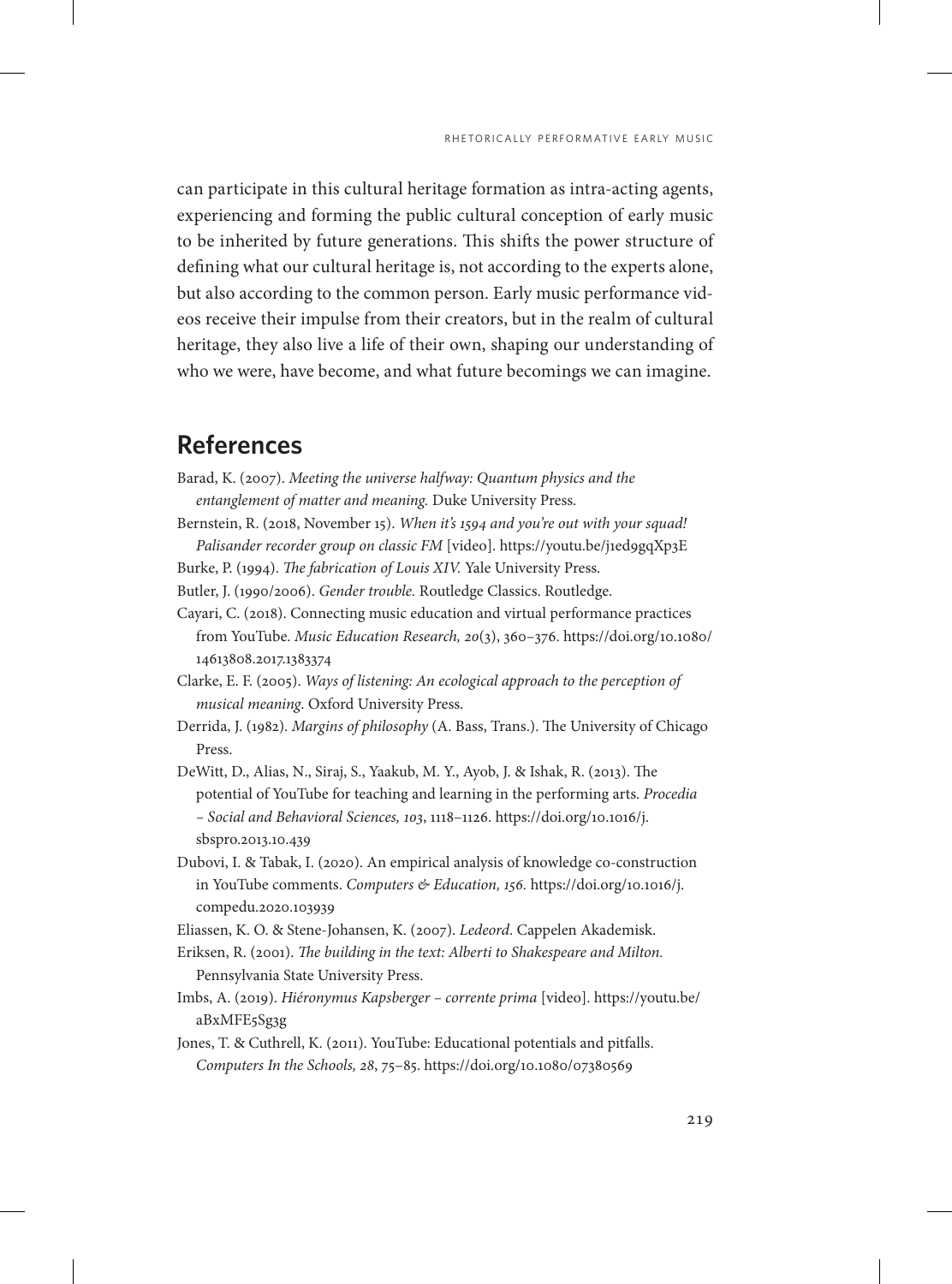can participate in this cultural heritage formation as intra-acting agents, experiencing and forming the public cultural conception of early music to be inherited by future generations. This shifts the power structure of defining what our cultural heritage is, not according to the experts alone, but also according to the common person. Early music performance videos receive their impulse from their creators, but in the realm of cultural heritage, they also live a life of their own, shaping our understanding of who we were, have become, and what future becomings we can imagine.

## References

Barad, K. (2007). *Meeting the universe halfway: Quantum physics and the entanglement of matter and meaning.* Duke University Press.

Bernstein, R. (2018, November 15). *When it's 1594 and you're out with your squad! Palisander recorder group on classic FM* [video]. https://youtu.be/j1ed9gqXp3E

Burke, P. (1994). *The fabrication of Louis XIV.* Yale University Press.

Butler, J. (1990/2006). *Gender trouble.* Routledge Classics. Routledge.

Cayari, C. (2018). Connecting music education and virtual performance practices from YouTube. *Music Education Research, 20*(3), 360–376. https://doi.org/10.1080/14613808.2017.1383374

Clarke, E. F. (2005). *Ways of listening: An ecological approach to the perception of musical meaning*. Oxford University Press.

Derrida, J. (1982). *Margins of philosophy* (A. Bass, Trans.). The University of Chicago Press.

DeWitt, D., Alias, N., Siraj, S., Yaakub, M. Y., Ayob, J. & Ishak, R. (2013). The potential of YouTube for teaching and learning in the performing arts. *Procedia – Social and Behavioral Sciences, 103*, 1118–1126. https://doi.org/10.1016/j.sbspro.2013.10.439

Dubovi, I. & Tabak, I. (2020). An empirical analysis of knowledge co-construction in YouTube comments. *Computers & Education, 156.* https://doi.org/10.1016/j.compedu.2020.103939

Eliassen, K. O. & Stene-Johansen, K. (2007). *Ledeord*. Cappelen Akademisk.

Eriksen, R. (2001). *The building in the text: Alberti to Shakespeare and Milton.* Pennsylvania State University Press.

Imbs, A. (2019). *Hiéronymus Kapsberger – corrente prima* [video]. https://youtu.be/aBxMFE5Sg3g

Jones, T. & Cuthrell, K. (2011). YouTube: Educational potentials and pitfalls. *Computers In the Schools, 28*, 75–85. https://doi.org/10.1080/07380569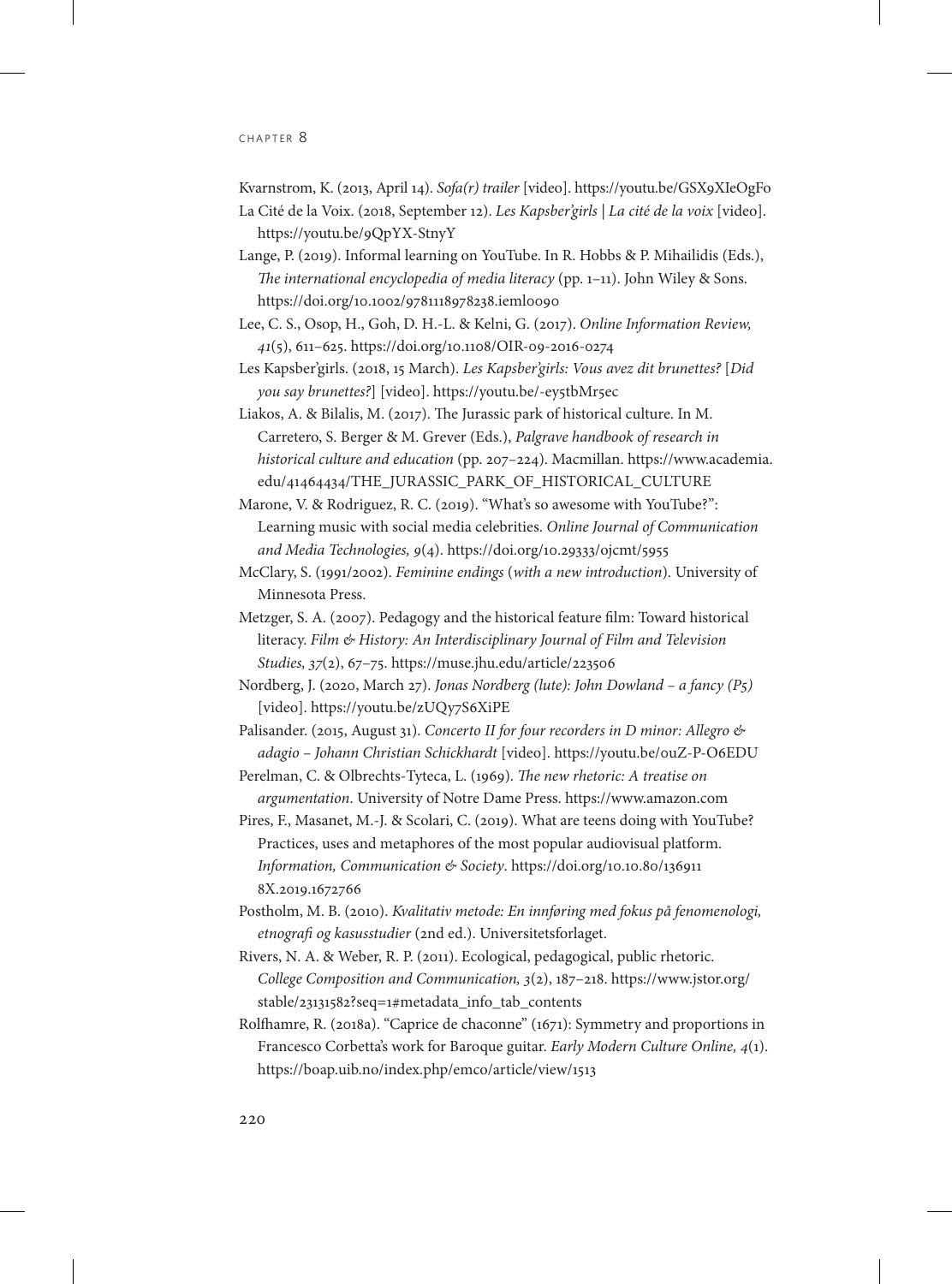Kvarnstrom, K. (2013, April 14). *Sofa(r) trailer* [video]. https://youtu.be/GSX9XIeOgFo

La Cité de la Voix. (2018, September 12). *Les Kapsber'girls | La cité de la voix* [video]. https://youtu.be/9QpYX-StnyY

Lange, P. (2019). Informal learning on YouTube. In R. Hobbs & P. Mihailidis (Eds.), *The international encyclopedia of media literacy* (pp. 1–11). John Wiley & Sons. https://doi.org/10.1002/9781118978238.ieml0090

Lee, C. S., Osop, H., Goh, D. H.-L. & Kelni, G. (2017). *Online Information Review, 41*(5), 611–625. https://doi.org/10.1108/OIR-09-2016-0274

Les Kapsber'girls. (2018, 15 March). *Les Kapsber'girls: Vous avez dit brunettes?* [*Did you say brunettes?*] [video]. https://youtu.be/-ey5tbMr5ec

Liakos, A. & Bilalis, M. (2017). The Jurassic park of historical culture. In M. Carretero, S. Berger & M. Grever (Eds.), *Palgrave handbook of research in historical culture and education* (pp. 207–224). Macmillan. https://www.academia.edu/41464434/THE_JURASSIC_PARK_OF_HISTORICAL_CULTURE

Marone, V. & Rodriguez, R. C. (2019). "What's so awesome with YouTube?": Learning music with social media celebrities. *Online Journal of Communication and Media Technologies, 9*(4). https://doi.org/10.29333/ojcmt/5955

McClary, S. (1991/2002). *Feminine endings* (*with a new introduction*). University of Minnesota Press.

Metzger, S. A. (2007). Pedagogy and the historical feature film: Toward historical literacy. *Film & History: An Interdisciplinary Journal of Film and Television Studies, 37*(2), 67–75. https://muse.jhu.edu/article/223506

Nordberg, J. (2020, March 27). *Jonas Nordberg (lute): John Dowland – a fancy (P5)* [video]. https://youtu.be/zUQy7S6XiPE

Palisander. (2015, August 31). *Concerto II for four recorders in D minor: Allegro & adagio – Johann Christian Schickhardt* [video]. https://youtu.be/0uZ-P-O6EDU

Perelman, C. & Olbrechts-Tyteca, L. (1969). *The new rhetoric: A treatise on argumentation*. University of Notre Dame Press. https://www.amazon.com

Pires, F., Masanet, M.-J. & Scolari, C. (2019). What are teens doing with YouTube? Practices, uses and metaphores of the most popular audiovisual platform. *Information, Communication & Society*. https://doi.org/10.10.80/1369118X.2019.1672766

Postholm, M. B. (2010). *Kvalitativ metode: En innføring med fokus på fenomenologi, etnografi og kasusstudier* (2nd ed.). Universitetsforlaget.

Rivers, N. A. & Weber, R. P. (2011). Ecological, pedagogical, public rhetoric. *College Composition and Communication, 3*(2), 187–218. https://www.jstor.org/stable/23131582?seq=1#metadata_info_tab_contents

Rolfhamre, R. (2018a). "Caprice de chaconne" (1671): Symmetry and proportions in Francesco Corbetta's work for Baroque guitar. *Early Modern Culture Online, 4*(1). https://boap.uib.no/index.php/emco/article/view/1513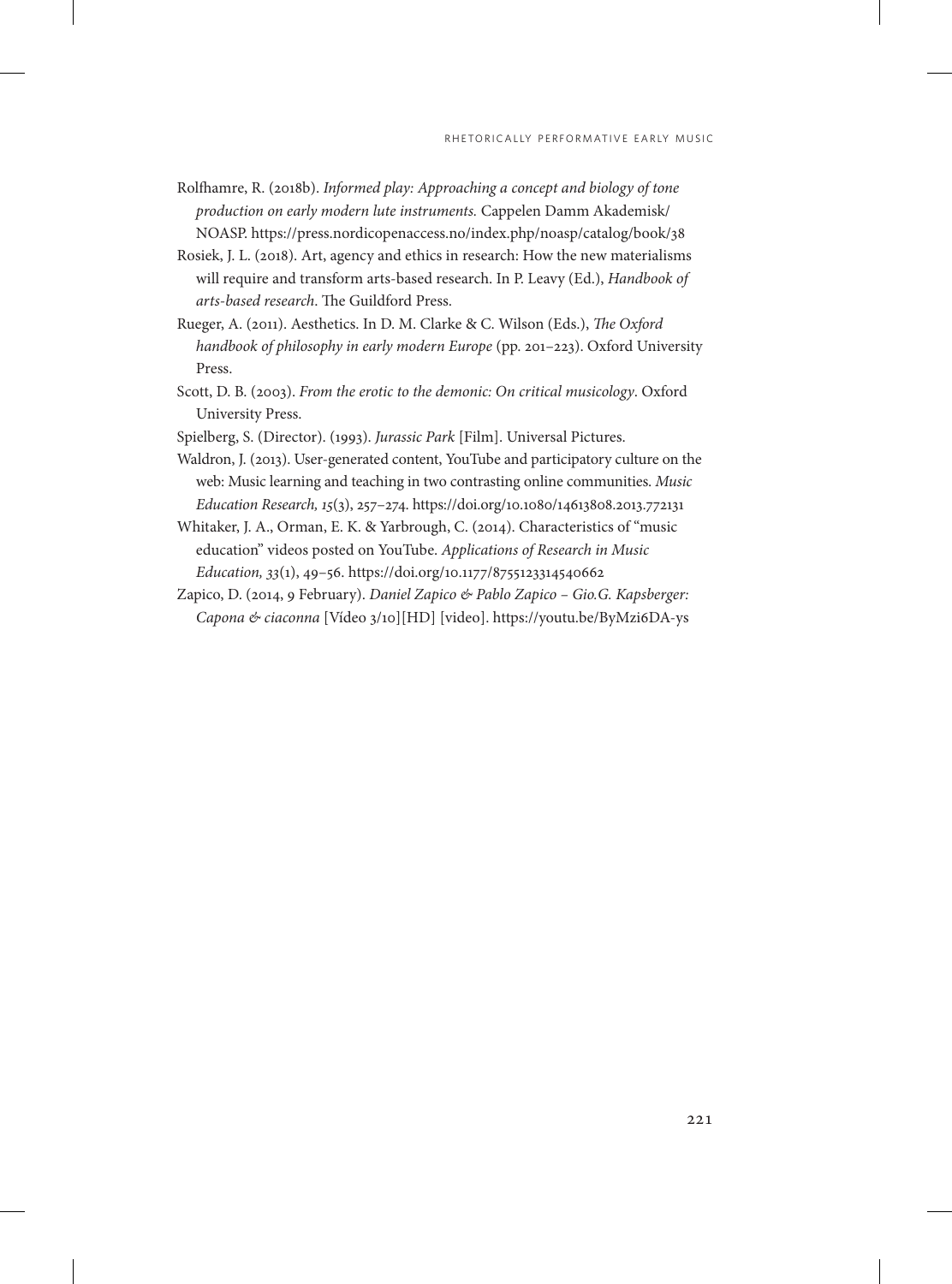Rolfhamre, R. (2018b). *Informed play: Approaching a concept and biology of tone production on early modern lute instruments.* Cappelen Damm Akademisk/ NOASP. https://press.nordicopenaccess.no/index.php/noasp/catalog/book/38

Rosiek, J. L. (2018). Art, agency and ethics in research: How the new materialisms will require and transform arts-based research. In P. Leavy (Ed.), *Handbook of arts-based research*. The Guildford Press.

Rueger, A. (2011). Aesthetics. In D. M. Clarke & C. Wilson (Eds.), *The Oxford handbook of philosophy in early modern Europe* (pp. 201–223). Oxford University Press.

Scott, D. B. (2003). *From the erotic to the demonic: On critical musicology*. Oxford University Press.

Spielberg, S. (Director). (1993). *Jurassic Park* [Film]. Universal Pictures.

Waldron, J. (2013). User-generated content, YouTube and participatory culture on the web: Music learning and teaching in two contrasting online communities. *Music Education Research, 15*(3), 257–274. https://doi.org/10.1080/14613808.2013.772131

Whitaker, J. A., Orman, E. K. & Yarbrough, C. (2014). Characteristics of "music education" videos posted on YouTube. *Applications of Research in Music Education, 33*(1), 49–56. https://doi.org/10.1177/8755123314540662

Zapico, D. (2014, 9 February). *Daniel Zapico & Pablo Zapico – Gio.G. Kapsberger: Capona & ciaconna* [Vídeo 3/10][HD] [video]. https://youtu.be/ByMzi6DA-ys